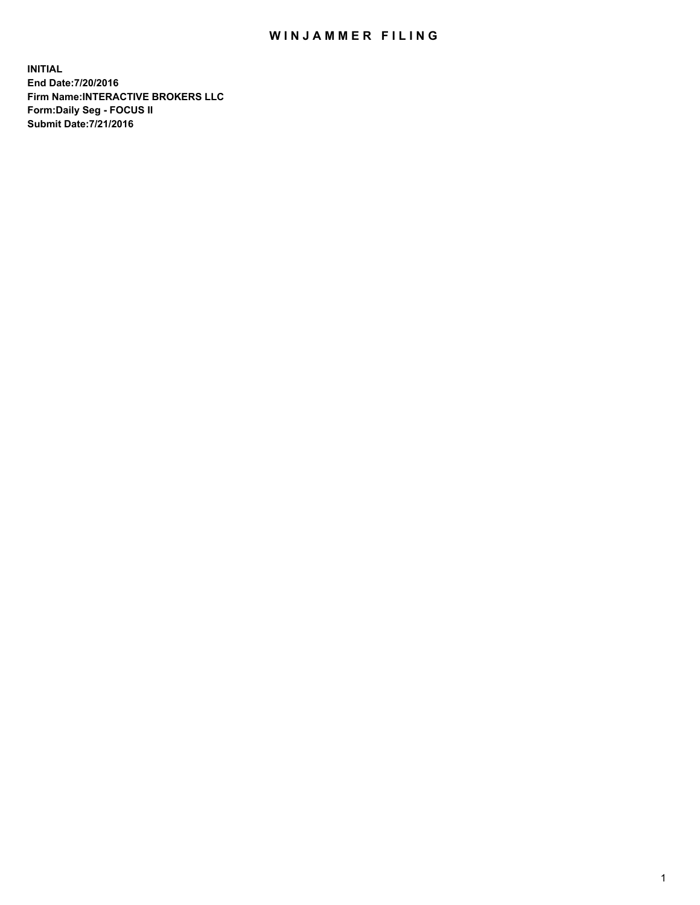# WINJAMMER FILING

**INITIAL**
**End Date:7/20/2016**
**Firm Name:INTERACTIVE BROKERS LLC**
**Form:Daily Seg - FOCUS II**
**Submit Date:7/21/2016**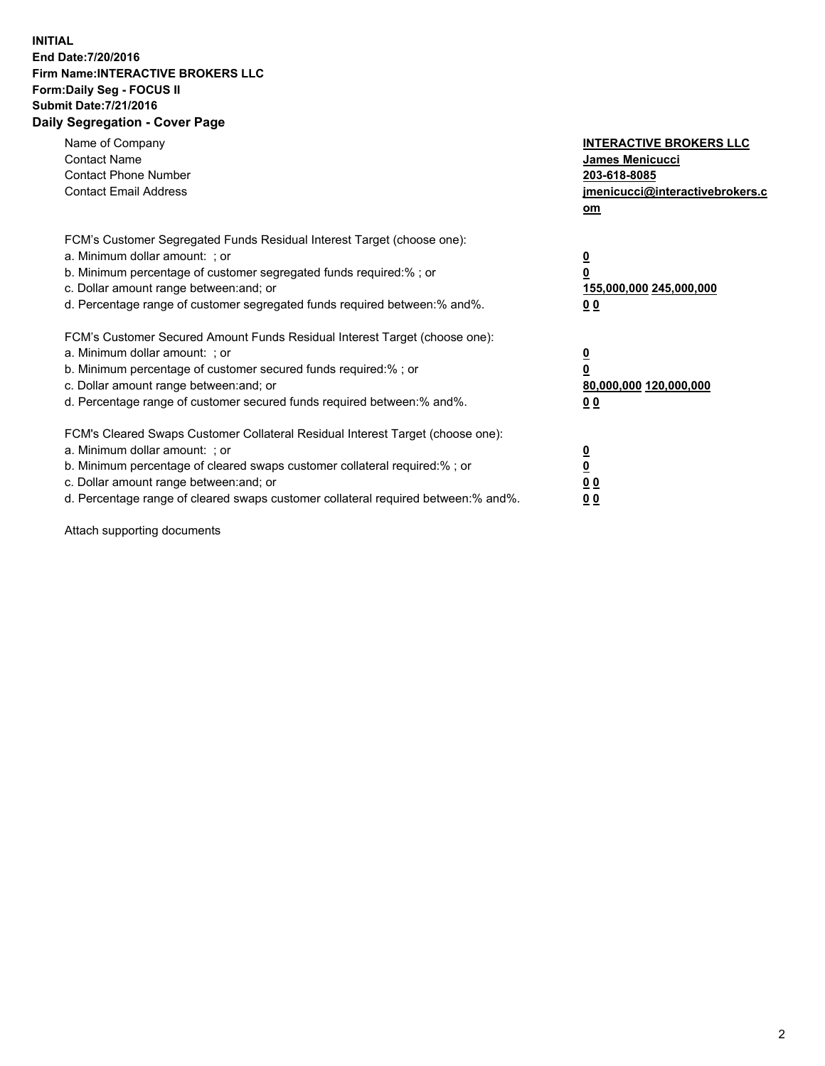**INITIAL**
**End Date:7/20/2016**
**Firm Name:INTERACTIVE BROKERS LLC**
**Form:Daily Seg - FOCUS II**
**Submit Date:7/21/2016**
**Daily Segregation - Cover Page**

| | |
|---|---|
| Name of Company | **INTERACTIVE BROKERS LLC** |
| Contact Name | **James Menicucci** |
| Contact Phone Number | **203-618-8085** |
| Contact Email Address | **jmenicucci@interactivebrokers.com** |

FCM's Customer Segregated Funds Residual Interest Target (choose one):

| | |
|---|---|
| a. Minimum dollar amount: ; or | **0** |
| b. Minimum percentage of customer segregated funds required:% ; or | **0** |
| c. Dollar amount range between:and; or | **155,000,000 245,000,000** |
| d. Percentage range of customer segregated funds required between:% and%. | **0 0** |

FCM's Customer Secured Amount Funds Residual Interest Target (choose one):

| | |
|---|---|
| a. Minimum dollar amount: ; or | **0** |
| b. Minimum percentage of customer secured funds required:% ; or | **0** |
| c. Dollar amount range between:and; or | **80,000,000 120,000,000** |
| d. Percentage range of customer secured funds required between:% and%. | **0 0** |

FCM's Cleared Swaps Customer Collateral Residual Interest Target (choose one):

| | |
|---|---|
| a. Minimum dollar amount: ; or | **0** |
| b. Minimum percentage of cleared swaps customer collateral required:% ; or | **0** |
| c. Dollar amount range between:and; or | **0 0** |
| d. Percentage range of cleared swaps customer collateral required between:% and%. | **0 0** |

Attach supporting documents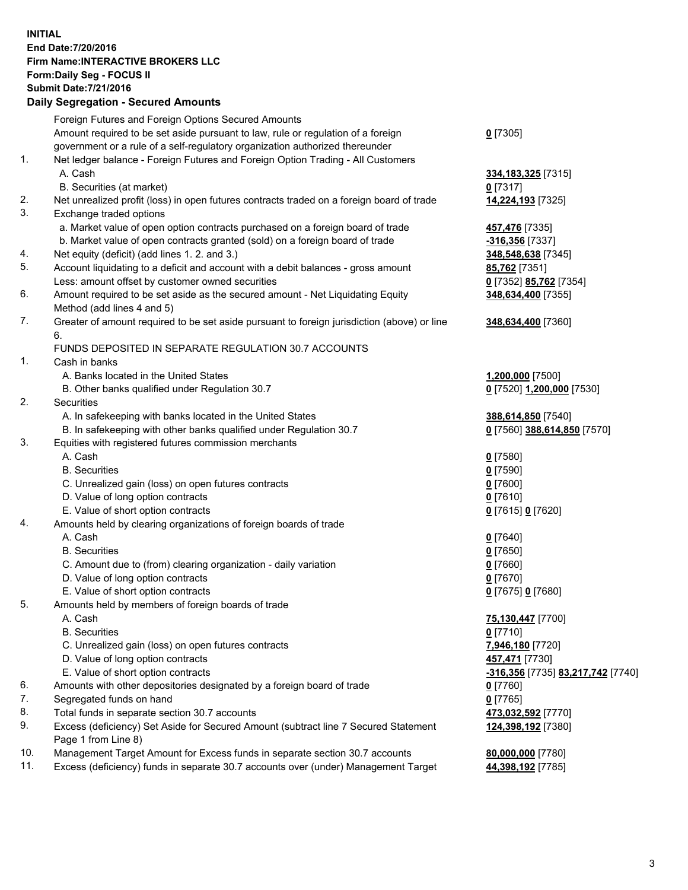**INITIAL**
**End Date:7/20/2016**
**Firm Name:INTERACTIVE BROKERS LLC**
**Form:Daily Seg - FOCUS II**
**Submit Date:7/21/2016**

## Daily Segregation - Secured Amounts

| | | |
|---|---|---|
| | Foreign Futures and Foreign Options Secured Amounts | |
| | Amount required to be set aside pursuant to law, rule or regulation of a foreign government or a rule of a self-regulatory organization authorized thereunder | **0** [7305] |
| 1. | Net ledger balance - Foreign Futures and Foreign Option Trading - All Customers | |
| | A. Cash | **334,183,325** [7315] |
| | B. Securities (at market) | **0** [7317] |
| 2. | Net unrealized profit (loss) in open futures contracts traded on a foreign board of trade | **14,224,193** [7325] |
| 3. | Exchange traded options | |
| | a. Market value of open option contracts purchased on a foreign board of trade | **457,476** [7335] |
| | b. Market value of open contracts granted (sold) on a foreign board of trade | **-316,356** [7337] |
| 4. | Net equity (deficit) (add lines 1. 2. and 3.) | **348,548,638** [7345] |
| 5. | Account liquidating to a deficit and account with a debit balances - gross amount | **85,762** [7351] |
| | Less: amount offset by customer owned securities | **0** [7352] **85,762** [7354] |
| 6. | Amount required to be set aside as the secured amount - Net Liquidating Equity Method (add lines 4 and 5) | **348,634,400** [7355] |
| 7. | Greater of amount required to be set aside pursuant to foreign jurisdiction (above) or line 6. | **348,634,400** [7360] |
| | FUNDS DEPOSITED IN SEPARATE REGULATION 30.7 ACCOUNTS | |
| 1. | Cash in banks | |
| | A. Banks located in the United States | **1,200,000** [7500] |
| | B. Other banks qualified under Regulation 30.7 | **0** [7520] **1,200,000** [7530] |
| 2. | Securities | |
| | A. In safekeeping with banks located in the United States | **388,614,850** [7540] |
| | B. In safekeeping with other banks qualified under Regulation 30.7 | **0** [7560] **388,614,850** [7570] |
| 3. | Equities with registered futures commission merchants | |
| | A. Cash | **0** [7580] |
| | B. Securities | **0** [7590] |
| | C. Unrealized gain (loss) on open futures contracts | **0** [7600] |
| | D. Value of long option contracts | **0** [7610] |
| | E. Value of short option contracts | **0** [7615] **0** [7620] |
| 4. | Amounts held by clearing organizations of foreign boards of trade | |
| | A. Cash | **0** [7640] |
| | B. Securities | **0** [7650] |
| | C. Amount due to (from) clearing organization - daily variation | **0** [7660] |
| | D. Value of long option contracts | **0** [7670] |
| | E. Value of short option contracts | **0** [7675] **0** [7680] |
| 5. | Amounts held by members of foreign boards of trade | |
| | A. Cash | **75,130,447** [7700] |
| | B. Securities | **0** [7710] |
| | C. Unrealized gain (loss) on open futures contracts | **7,946,180** [7720] |
| | D. Value of long option contracts | **457,471** [7730] |
| | E. Value of short option contracts | **-316,356** [7735] **83,217,742** [7740] |
| 6. | Amounts with other depositories designated by a foreign board of trade | **0** [7760] |
| 7. | Segregated funds on hand | **0** [7765] |
| 8. | Total funds in separate section 30.7 accounts | **473,032,592** [7770] |
| 9. | Excess (deficiency) Set Aside for Secured Amount (subtract line 7 Secured Statement Page 1 from Line 8) | **124,398,192** [7380] |
| 10. | Management Target Amount for Excess funds in separate section 30.7 accounts | **80,000,000** [7780] |
| 11. | Excess (deficiency) funds in separate 30.7 accounts over (under) Management Target | **44,398,192** [7785] |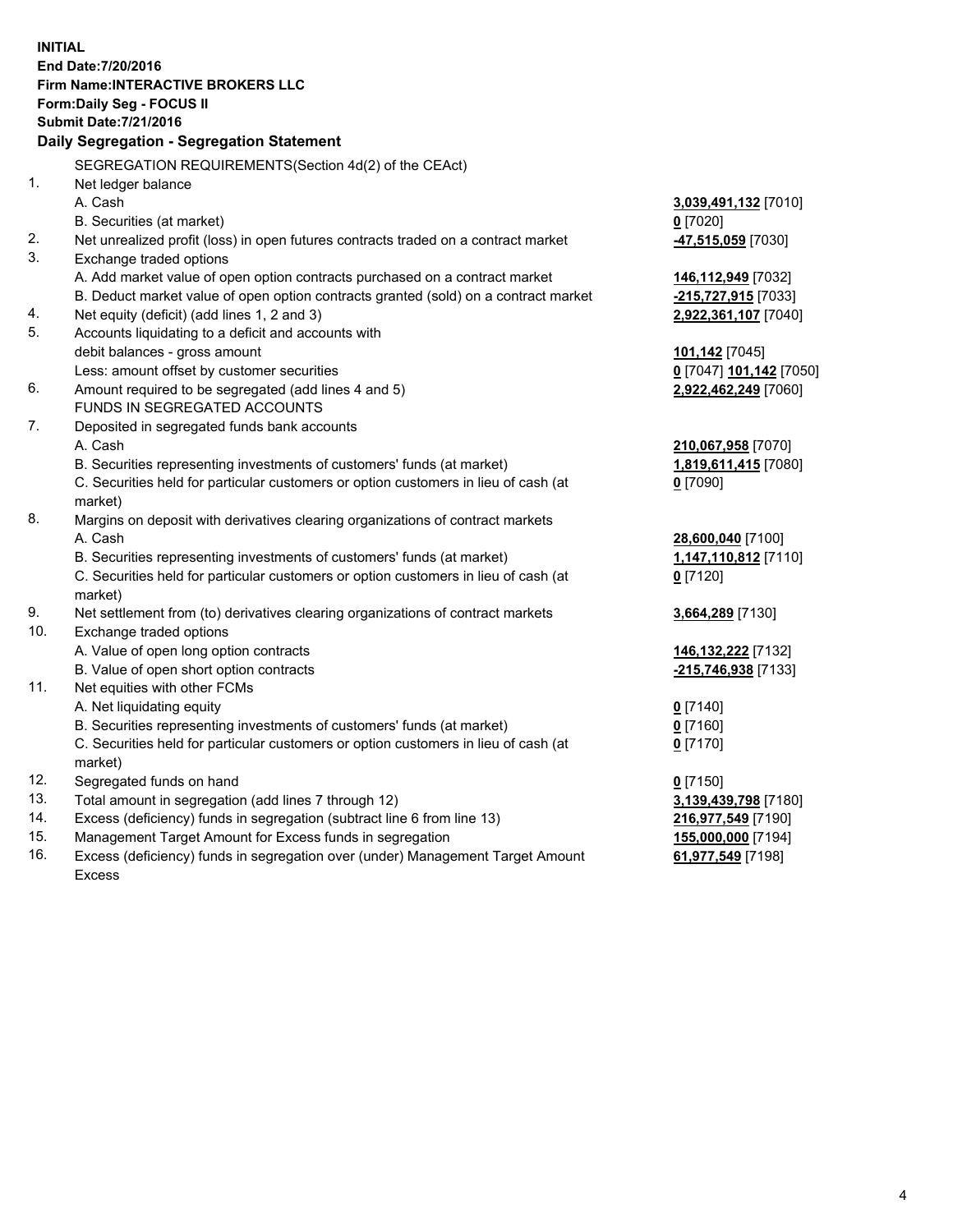**INITIAL**
**End Date:7/20/2016**
**Firm Name:INTERACTIVE BROKERS LLC**
**Form:Daily Seg - FOCUS II**
**Submit Date:7/21/2016**

### Daily Segregation - Segregation Statement

SEGREGATION REQUIREMENTS(Section 4d(2) of the CEAct)

| | | |
|---|---|---|
| 1. | Net ledger balance | |
| | A. Cash | **3,039,491,132** [7010] |
| | B. Securities (at market) | **0** [7020] |
| 2. | Net unrealized profit (loss) in open futures contracts traded on a contract market | **-47,515,059** [7030] |
| 3. | Exchange traded options | |
| | A. Add market value of open option contracts purchased on a contract market | **146,112,949** [7032] |
| | B. Deduct market value of open option contracts granted (sold) on a contract market | **-215,727,915** [7033] |
| 4. | Net equity (deficit) (add lines 1, 2 and 3) | **2,922,361,107** [7040] |
| 5. | Accounts liquidating to a deficit and accounts with | |
| | debit balances - gross amount | **101,142** [7045] |
| | Less: amount offset by customer securities | **0** [7047] **101,142** [7050] |
| 6. | Amount required to be segregated (add lines 4 and 5) | **2,922,462,249** [7060] |
| | FUNDS IN SEGREGATED ACCOUNTS | |
| 7. | Deposited in segregated funds bank accounts | |
| | A. Cash | **210,067,958** [7070] |
| | B. Securities representing investments of customers' funds (at market) | **1,819,611,415** [7080] |
| | C. Securities held for particular customers or option customers in lieu of cash (at market) | **0** [7090] |
| 8. | Margins on deposit with derivatives clearing organizations of contract markets | |
| | A. Cash | **28,600,040** [7100] |
| | B. Securities representing investments of customers' funds (at market) | **1,147,110,812** [7110] |
| | C. Securities held for particular customers or option customers in lieu of cash (at market) | **0** [7120] |
| 9. | Net settlement from (to) derivatives clearing organizations of contract markets | **3,664,289** [7130] |
| 10. | Exchange traded options | |
| | A. Value of open long option contracts | **146,132,222** [7132] |
| | B. Value of open short option contracts | **-215,746,938** [7133] |
| 11. | Net equities with other FCMs | |
| | A. Net liquidating equity | **0** [7140] |
| | B. Securities representing investments of customers' funds (at market) | **0** [7160] |
| | C. Securities held for particular customers or option customers in lieu of cash (at market) | **0** [7170] |
| 12. | Segregated funds on hand | **0** [7150] |
| 13. | Total amount in segregation (add lines 7 through 12) | **3,139,439,798** [7180] |
| 14. | Excess (deficiency) funds in segregation (subtract line 6 from line 13) | **216,977,549** [7190] |
| 15. | Management Target Amount for Excess funds in segregation | **155,000,000** [7194] |
| 16. | Excess (deficiency) funds in segregation over (under) Management Target Amount Excess | **61,977,549** [7198] |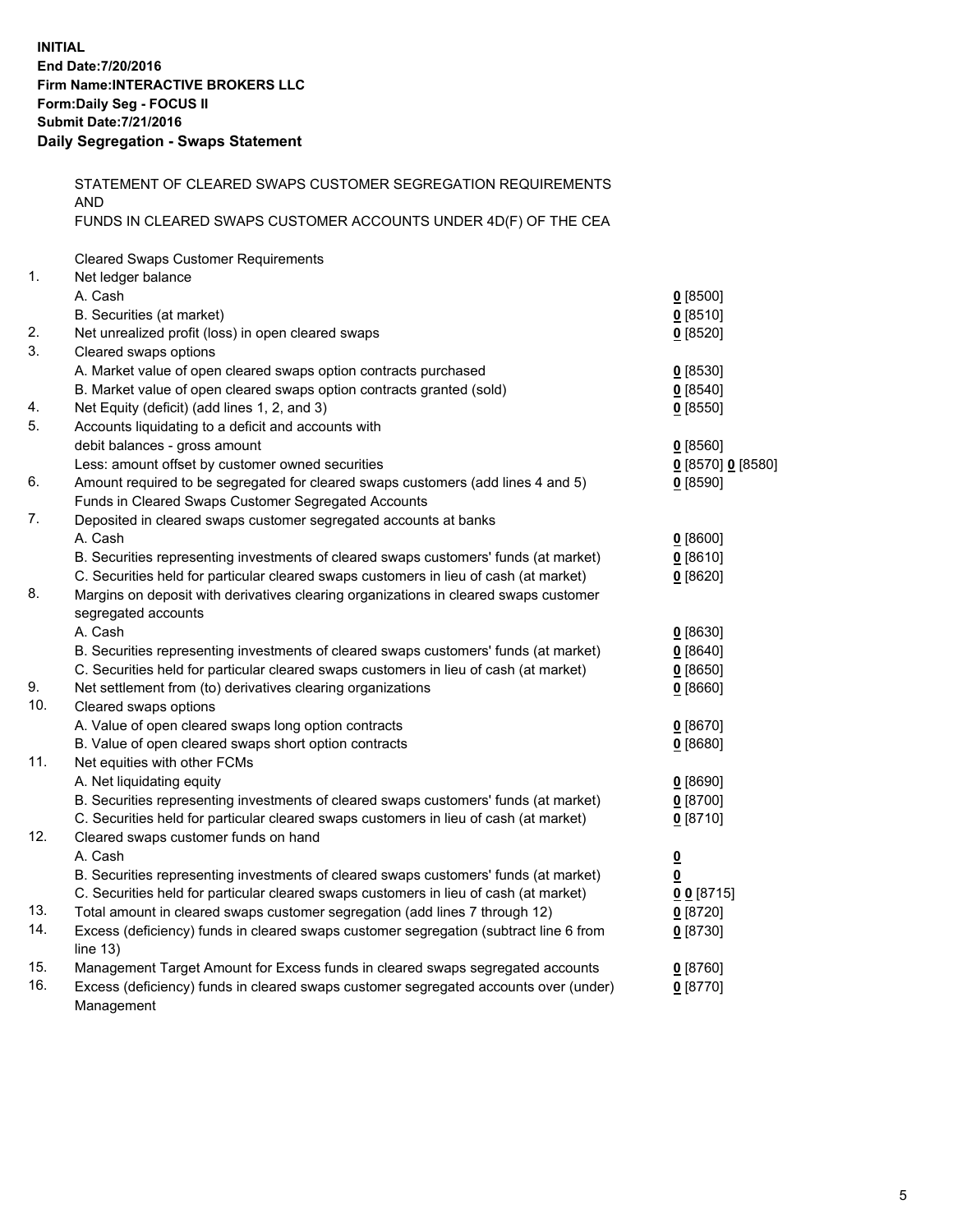**INITIAL**
**End Date:7/20/2016**
**Firm Name:INTERACTIVE BROKERS LLC**
**Form:Daily Seg - FOCUS II**
**Submit Date:7/21/2016**
**Daily Segregation - Swaps Statement**

STATEMENT OF CLEARED SWAPS CUSTOMER SEGREGATION REQUIREMENTS
AND
FUNDS IN CLEARED SWAPS CUSTOMER ACCOUNTS UNDER 4D(F) OF THE CEA

| | | |
|---|---|---|
| | Cleared Swaps Customer Requirements | |
| 1. | Net ledger balance | |
| | A. Cash | 0 [8500] |
| | B. Securities (at market) | 0 [8510] |
| 2. | Net unrealized profit (loss) in open cleared swaps | 0 [8520] |
| 3. | Cleared swaps options | |
| | A. Market value of open cleared swaps option contracts purchased | 0 [8530] |
| | B. Market value of open cleared swaps option contracts granted (sold) | 0 [8540] |
| 4. | Net Equity (deficit) (add lines 1, 2, and 3) | 0 [8550] |
| 5. | Accounts liquidating to a deficit and accounts with | |
| | debit balances - gross amount | 0 [8560] |
| | Less: amount offset by customer owned securities | 0 [8570] 0 [8580] |
| 6. | Amount required to be segregated for cleared swaps customers (add lines 4 and 5) | 0 [8590] |
| | Funds in Cleared Swaps Customer Segregated Accounts | |
| 7. | Deposited in cleared swaps customer segregated accounts at banks | |
| | A. Cash | 0 [8600] |
| | B. Securities representing investments of cleared swaps customers' funds (at market) | 0 [8610] |
| | C. Securities held for particular cleared swaps customers in lieu of cash (at market) | 0 [8620] |
| 8. | Margins on deposit with derivatives clearing organizations in cleared swaps customer segregated accounts | |
| | A. Cash | 0 [8630] |
| | B. Securities representing investments of cleared swaps customers' funds (at market) | 0 [8640] |
| | C. Securities held for particular cleared swaps customers in lieu of cash (at market) | 0 [8650] |
| 9. | Net settlement from (to) derivatives clearing organizations | 0 [8660] |
| 10. | Cleared swaps options | |
| | A. Value of open cleared swaps long option contracts | 0 [8670] |
| | B. Value of open cleared swaps short option contracts | 0 [8680] |
| 11. | Net equities with other FCMs | |
| | A. Net liquidating equity | 0 [8690] |
| | B. Securities representing investments of cleared swaps customers' funds (at market) | 0 [8700] |
| | C. Securities held for particular cleared swaps customers in lieu of cash (at market) | 0 [8710] |
| 12. | Cleared swaps customer funds on hand | |
| | A. Cash | 0 |
| | B. Securities representing investments of cleared swaps customers' funds (at market) | 0 |
| | C. Securities held for particular cleared swaps customers in lieu of cash (at market) | 0 0 [8715] |
| 13. | Total amount in cleared swaps customer segregation (add lines 7 through 12) | 0 [8720] |
| 14. | Excess (deficiency) funds in cleared swaps customer segregation (subtract line 6 from line 13) | 0 [8730] |
| 15. | Management Target Amount for Excess funds in cleared swaps segregated accounts | 0 [8760] |
| 16. | Excess (deficiency) funds in cleared swaps customer segregated accounts over (under) Management | 0 [8770] |